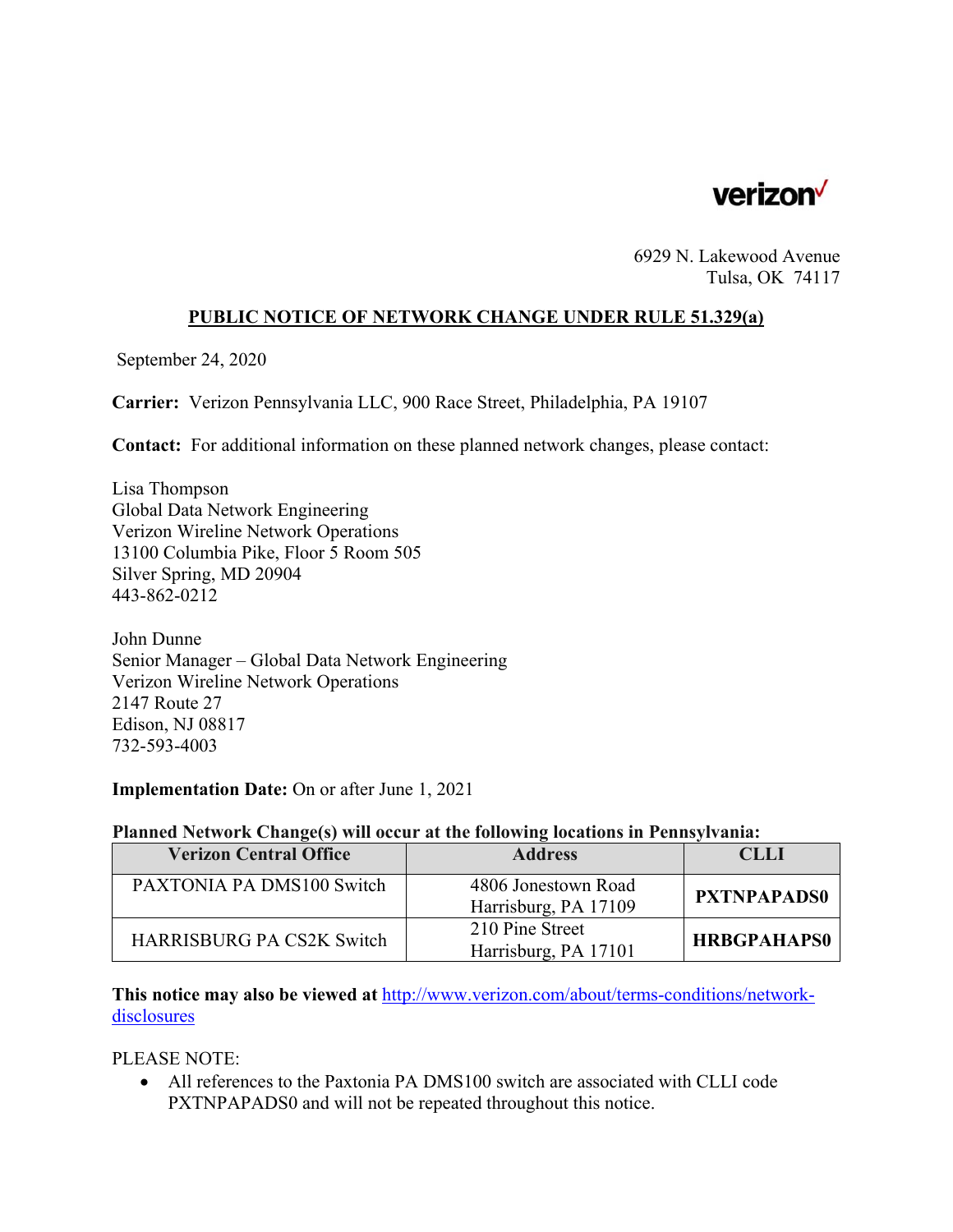verizon

6929 N. Lakewood Avenue
Tulsa, OK 74117

**PUBLIC NOTICE OF NETWORK CHANGE UNDER RULE 51.329(a)**

September 24, 2020

**Carrier:** Verizon Pennsylvania LLC, 900 Race Street, Philadelphia, PA 19107

**Contact:** For additional information on these planned network changes, please contact:

Lisa Thompson
Global Data Network Engineering
Verizon Wireline Network Operations
13100 Columbia Pike, Floor 5 Room 505
Silver Spring, MD 20904
443-862-0212

John Dunne
Senior Manager – Global Data Network Engineering
Verizon Wireline Network Operations
2147 Route 27
Edison, NJ 08817
732-593-4003

**Implementation Date:** On or after June 1, 2021

**Planned Network Change(s) will occur at the following locations in Pennsylvania:**

| Verizon Central Office | Address | CLLI |
|---|---|---|
| PAXTONIA PA DMS100 Switch | 4806 Jonestown Road Harrisburg, PA 17109 | **PXTNPAPADS0** |
| HARRISBURG PA CS2K Switch | 210 Pine Street Harrisburg, PA 17101 | **HRBGPAHAPS0** |

**This notice may also be viewed at** http://www.verizon.com/about/terms-conditions/network-disclosures

PLEASE NOTE:

- All references to the Paxtonia PA DMS100 switch are associated with CLLI code PXTNPAPADS0 and will not be repeated throughout this notice.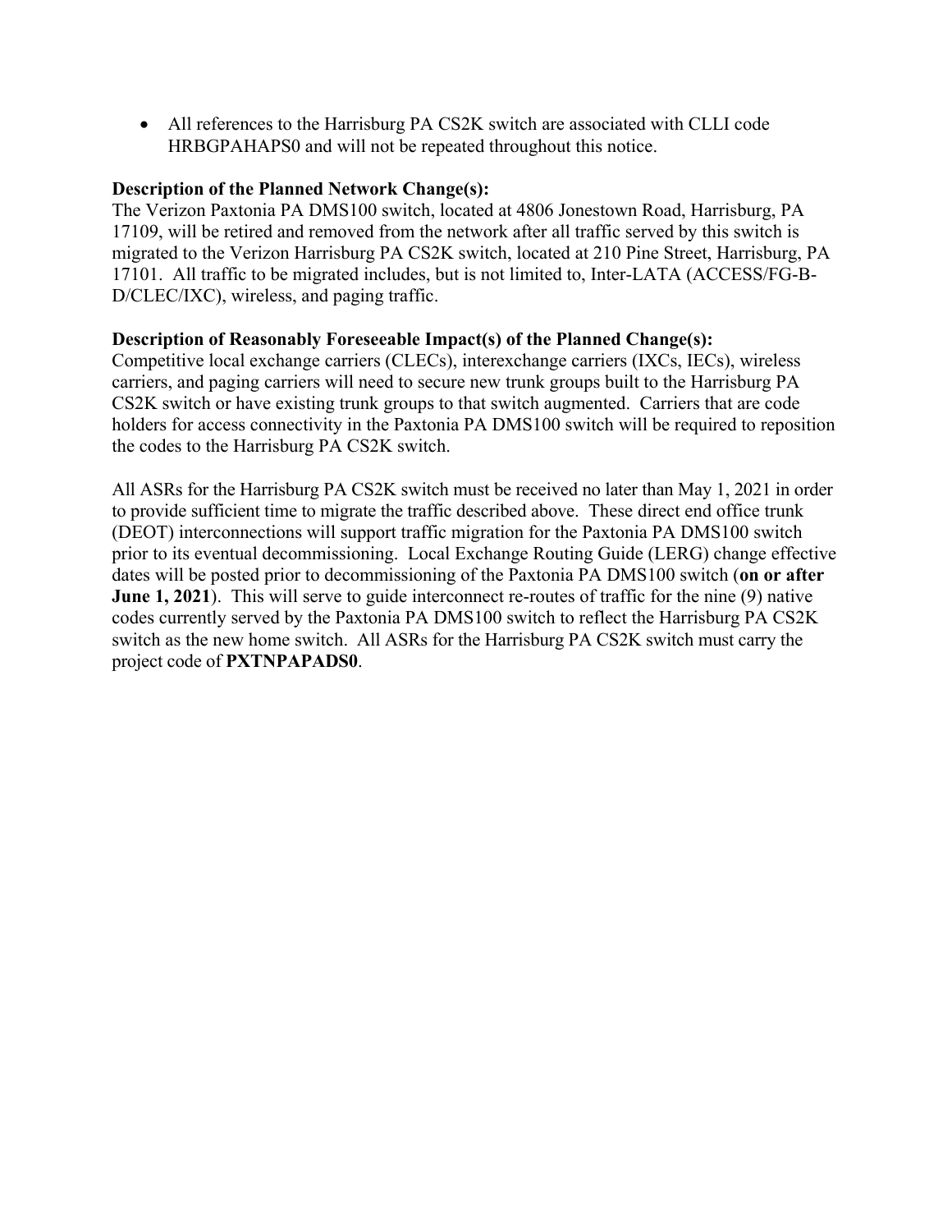- All references to the Harrisburg PA CS2K switch are associated with CLLI code HRBGPAHAPS0 and will not be repeated throughout this notice.

**Description of the Planned Network Change(s):**
The Verizon Paxtonia PA DMS100 switch, located at 4806 Jonestown Road, Harrisburg, PA 17109, will be retired and removed from the network after all traffic served by this switch is migrated to the Verizon Harrisburg PA CS2K switch, located at 210 Pine Street, Harrisburg, PA 17101. All traffic to be migrated includes, but is not limited to, Inter-LATA (ACCESS/FG-B-D/CLEC/IXC), wireless, and paging traffic.

**Description of Reasonably Foreseeable Impact(s) of the Planned Change(s):**
Competitive local exchange carriers (CLECs), interexchange carriers (IXCs, IECs), wireless carriers, and paging carriers will need to secure new trunk groups built to the Harrisburg PA CS2K switch or have existing trunk groups to that switch augmented. Carriers that are code holders for access connectivity in the Paxtonia PA DMS100 switch will be required to reposition the codes to the Harrisburg PA CS2K switch.

All ASRs for the Harrisburg PA CS2K switch must be received no later than May 1, 2021 in order to provide sufficient time to migrate the traffic described above. These direct end office trunk (DEOT) interconnections will support traffic migration for the Paxtonia PA DMS100 switch prior to its eventual decommissioning. Local Exchange Routing Guide (LERG) change effective dates will be posted prior to decommissioning of the Paxtonia PA DMS100 switch (**on or after June 1, 2021**). This will serve to guide interconnect re-routes of traffic for the nine (9) native codes currently served by the Paxtonia PA DMS100 switch to reflect the Harrisburg PA CS2K switch as the new home switch. All ASRs for the Harrisburg PA CS2K switch must carry the project code of **PXTNPAPADS0**.